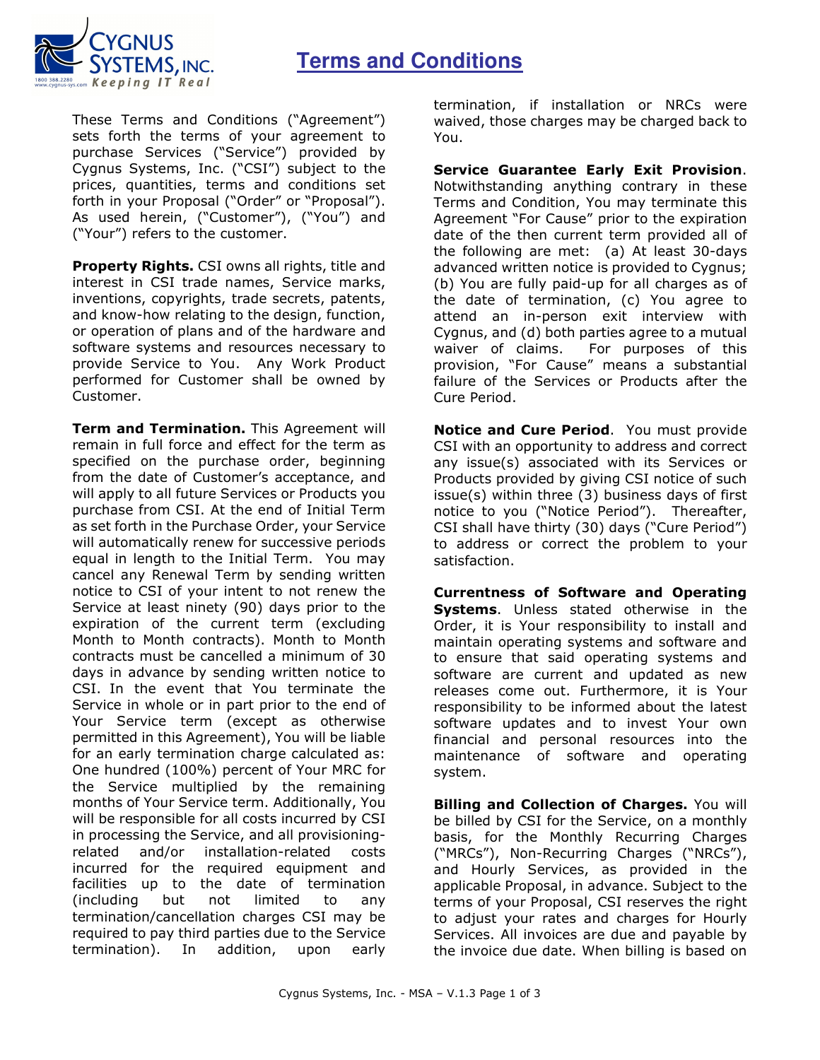# Terms and Conditions

These Terms and Conditions ("Agreement") sets forth the terms of your agreement to purchase Services ("Service") provided by Cygnus Systems, Inc. ("CSI") subject to the prices, quantities, terms and conditions set forth in your Proposal ("Order" or "Proposal"). As used herein, ("Customer"), ("You") and ("Your") refers to the customer.

**Property Rights.** CSI owns all rights, title and interest in CSI trade names, Service marks, inventions, copyrights, trade secrets, patents, and know-how relating to the design, function, or operation of plans and of the hardware and software systems and resources necessary to provide Service to You. Any Work Product performed for Customer shall be owned by Customer.

**Term and Termination.** This Agreement will remain in full force and effect for the term as specified on the purchase order, beginning from the date of Customer's acceptance, and will apply to all future Services or Products you purchase from CSI. At the end of Initial Term as set forth in the Purchase Order, your Service will automatically renew for successive periods equal in length to the Initial Term. You may cancel any Renewal Term by sending written notice to CSI of your intent to not renew the Service at least ninety (90) days prior to the expiration of the current term (excluding Month to Month contracts). Month to Month contracts must be cancelled a minimum of 30 days in advance by sending written notice to CSI. In the event that You terminate the Service in whole or in part prior to the end of Your Service term (except as otherwise permitted in this Agreement), You will be liable for an early termination charge calculated as: One hundred (100%) percent of Your MRC for the Service multiplied by the remaining months of Your Service term. Additionally, You will be responsible for all costs incurred by CSI in processing the Service, and all provisioning-related and/or installation-related costs incurred for the required equipment and facilities up to the date of termination (including but not limited to any termination/cancellation charges CSI may be required to pay third parties due to the Service termination). In addition, upon early termination, if installation or NRCs were waived, those charges may be charged back to You.

**Service Guarantee Early Exit Provision**. Notwithstanding anything contrary in these Terms and Condition, You may terminate this Agreement "For Cause" prior to the expiration date of the then current term provided all of the following are met: (a) At least 30-days advanced written notice is provided to Cygnus; (b) You are fully paid-up for all charges as of the date of termination, (c) You agree to attend an in-person exit interview with Cygnus, and (d) both parties agree to a mutual waiver of claims. For purposes of this provision, "For Cause" means a substantial failure of the Services or Products after the Cure Period.

**Notice and Cure Period**. You must provide CSI with an opportunity to address and correct any issue(s) associated with its Services or Products provided by giving CSI notice of such issue(s) within three (3) business days of first notice to you ("Notice Period"). Thereafter, CSI shall have thirty (30) days ("Cure Period") to address or correct the problem to your satisfaction.

**Currentness of Software and Operating Systems**. Unless stated otherwise in the Order, it is Your responsibility to install and maintain operating systems and software and to ensure that said operating systems and software are current and updated as new releases come out. Furthermore, it is Your responsibility to be informed about the latest software updates and to invest Your own financial and personal resources into the maintenance of software and operating system.

**Billing and Collection of Charges.** You will be billed by CSI for the Service, on a monthly basis, for the Monthly Recurring Charges ("MRCs"), Non-Recurring Charges ("NRCs"), and Hourly Services, as provided in the applicable Proposal, in advance. Subject to the terms of your Proposal, CSI reserves the right to adjust your rates and charges for Hourly Services. All invoices are due and payable by the invoice due date. When billing is based on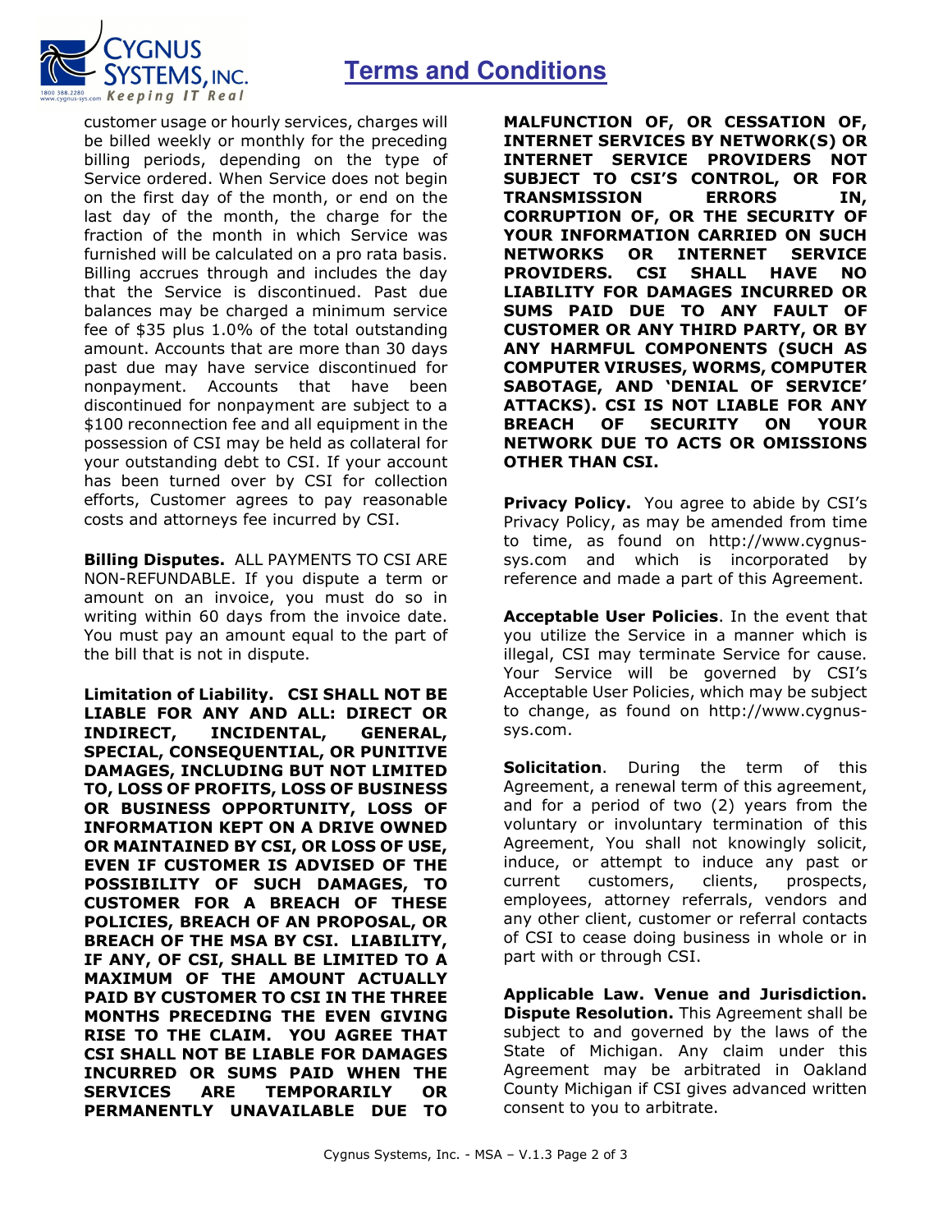customer usage or hourly services, charges will be billed weekly or monthly for the preceding billing periods, depending on the type of Service ordered. When Service does not begin on the first day of the month, or end on the last day of the month, the charge for the fraction of the month in which Service was furnished will be calculated on a pro rata basis. Billing accrues through and includes the day that the Service is discontinued. Past due balances may be charged a minimum service fee of $35 plus 1.0% of the total outstanding amount. Accounts that are more than 30 days past due may have service discontinued for nonpayment. Accounts that have been discontinued for nonpayment are subject to a $100 reconnection fee and all equipment in the possession of CSI may be held as collateral for your outstanding debt to CSI. If your account has been turned over by CSI for collection efforts, Customer agrees to pay reasonable costs and attorneys fee incurred by CSI.

**Billing Disputes.** ALL PAYMENTS TO CSI ARE NON-REFUNDABLE. If you dispute a term or amount on an invoice, you must do so in writing within 60 days from the invoice date. You must pay an amount equal to the part of the bill that is not in dispute.

**Limitation of Liability. CSI SHALL NOT BE LIABLE FOR ANY AND ALL: DIRECT OR INDIRECT, INCIDENTAL, GENERAL, SPECIAL, CONSEQUENTIAL, OR PUNITIVE DAMAGES, INCLUDING BUT NOT LIMITED TO, LOSS OF PROFITS, LOSS OF BUSINESS OR BUSINESS OPPORTUNITY, LOSS OF INFORMATION KEPT ON A DRIVE OWNED OR MAINTAINED BY CSI, OR LOSS OF USE, EVEN IF CUSTOMER IS ADVISED OF THE POSSIBILITY OF SUCH DAMAGES, TO CUSTOMER FOR A BREACH OF THESE POLICIES, BREACH OF AN PROPOSAL, OR BREACH OF THE MSA BY CSI. LIABILITY, IF ANY, OF CSI, SHALL BE LIMITED TO A MAXIMUM OF THE AMOUNT ACTUALLY PAID BY CUSTOMER TO CSI IN THE THREE MONTHS PRECEDING THE EVEN GIVING RISE TO THE CLAIM. YOU AGREE THAT CSI SHALL NOT BE LIABLE FOR DAMAGES INCURRED OR SUMS PAID WHEN THE SERVICES ARE TEMPORARILY OR PERMANENTLY UNAVAILABLE DUE TO MALFUNCTION OF, OR CESSATION OF, INTERNET SERVICES BY NETWORK(S) OR INTERNET SERVICE PROVIDERS NOT SUBJECT TO CSI'S CONTROL, OR FOR TRANSMISSION ERRORS IN, CORRUPTION OF, OR THE SECURITY OF YOUR INFORMATION CARRIED ON SUCH NETWORKS OR INTERNET SERVICE PROVIDERS. CSI SHALL HAVE NO LIABILITY FOR DAMAGES INCURRED OR SUMS PAID DUE TO ANY FAULT OF CUSTOMER OR ANY THIRD PARTY, OR BY ANY HARMFUL COMPONENTS (SUCH AS COMPUTER VIRUSES, WORMS, COMPUTER SABOTAGE, AND 'DENIAL OF SERVICE' ATTACKS). CSI IS NOT LIABLE FOR ANY BREACH OF SECURITY ON YOUR NETWORK DUE TO ACTS OR OMISSIONS OTHER THAN CSI.**

**Privacy Policy.** You agree to abide by CSI's Privacy Policy, as may be amended from time to time, as found on http://www.cygnus-sys.com and which is incorporated by reference and made a part of this Agreement.

**Acceptable User Policies**. In the event that you utilize the Service in a manner which is illegal, CSI may terminate Service for cause. Your Service will be governed by CSI's Acceptable User Policies, which may be subject to change, as found on http://www.cygnus-sys.com.

**Solicitation**. During the term of this Agreement, a renewal term of this agreement, and for a period of two (2) years from the voluntary or involuntary termination of this Agreement, You shall not knowingly solicit, induce, or attempt to induce any past or current customers, clients, prospects, employees, attorney referrals, vendors and any other client, customer or referral contacts of CSI to cease doing business in whole or in part with or through CSI.

**Applicable Law. Venue and Jurisdiction. Dispute Resolution.** This Agreement shall be subject to and governed by the laws of the State of Michigan. Any claim under this Agreement may be arbitrated in Oakland County Michigan if CSI gives advanced written consent to you to arbitrate.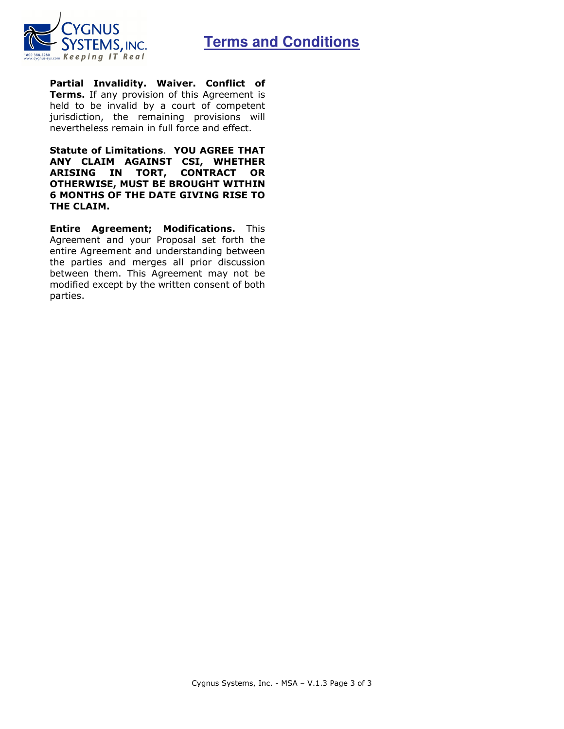# Terms and Conditions

**Partial Invalidity. Waiver. Conflict of Terms.** If any provision of this Agreement is held to be invalid by a court of competent jurisdiction, the remaining provisions will nevertheless remain in full force and effect.

**Statute of Limitations**. **YOU AGREE THAT ANY CLAIM AGAINST CSI, WHETHER ARISING IN TORT, CONTRACT OR OTHERWISE, MUST BE BROUGHT WITHIN 6 MONTHS OF THE DATE GIVING RISE TO THE CLAIM.**

**Entire Agreement; Modifications.** This Agreement and your Proposal set forth the entire Agreement and understanding between the parties and merges all prior discussion between them. This Agreement may not be modified except by the written consent of both parties.